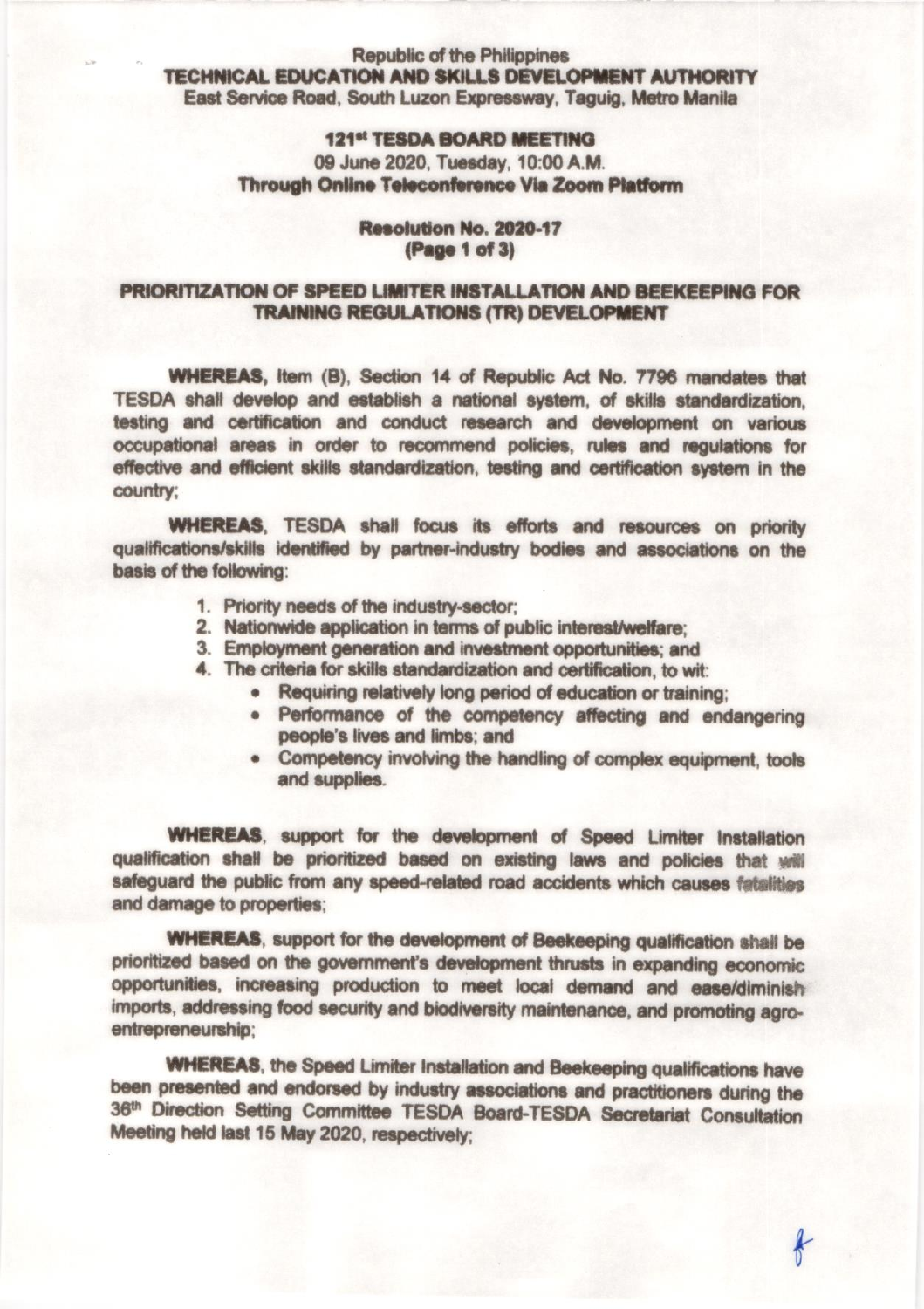Republic of the Philippines
**TECHNICAL EDUCATION AND SKILLS DEVELOPMENT AUTHORITY**
East Service Road, South Luzon Expressway, Taguig, Metro Manila

**121st TESDA BOARD MEETING**
09 June 2020, Tuesday, 10:00 A.M.
**Through Online Teleconference Via Zoom Platform**

**Resolution No. 2020-17**
**(Page 1 of 3)**

## PRIORITIZATION OF SPEED LIMITER INSTALLATION AND BEEKEEPING FOR TRAINING REGULATIONS (TR) DEVELOPMENT

**WHEREAS,** Item (B), Section 14 of Republic Act No. 7796 mandates that TESDA shall develop and establish a national system, of skills standardization, testing and certification and conduct research and development on various occupational areas in order to recommend policies, rules and regulations for effective and efficient skills standardization, testing and certification system in the country;

**WHEREAS**, TESDA shall focus its efforts and resources on priority qualifications/skills identified by partner-industry bodies and associations on the basis of the following:

1. Priority needs of the industry-sector;
2. Nationwide application in terms of public interest/welfare;
3. Employment generation and investment opportunities; and
4. The criteria for skills standardization and certification, to wit:
   - Requiring relatively long period of education or training;
   - Performance of the competency affecting and endangering people's lives and limbs; and
   - Competency involving the handling of complex equipment, tools and supplies.

**WHEREAS**, support for the development of Speed Limiter Installation qualification shall be prioritized based on existing laws and policies that will safeguard the public from any speed-related road accidents which causes fatalities and damage to properties;

**WHEREAS**, support for the development of Beekeeping qualification shall be prioritized based on the government's development thrusts in expanding economic opportunities, increasing production to meet local demand and ease/diminish imports, addressing food security and biodiversity maintenance, and promoting agro-entrepreneurship;

**WHEREAS**, the Speed Limiter Installation and Beekeeping qualifications have been presented and endorsed by industry associations and practitioners during the 36th Direction Setting Committee TESDA Board-TESDA Secretariat Consultation Meeting held last 15 May 2020, respectively;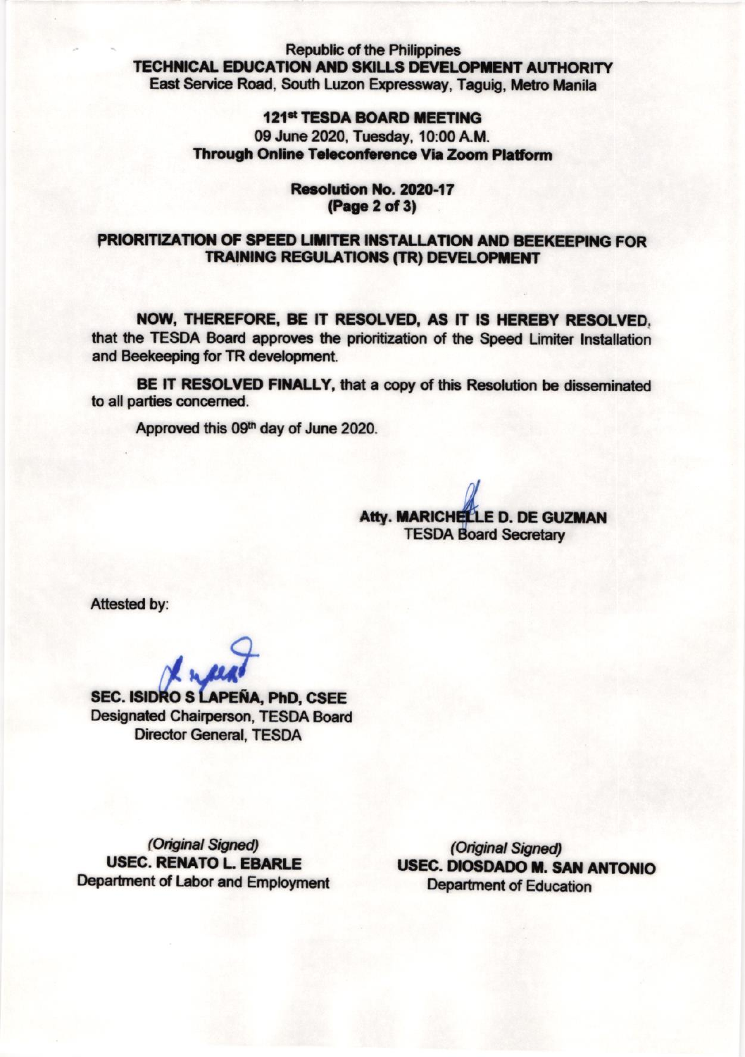Republic of the Philippines
**TECHNICAL EDUCATION AND SKILLS DEVELOPMENT AUTHORITY**
East Service Road, South Luzon Expressway, Taguig, Metro Manila

**121st TESDA BOARD MEETING**
09 June 2020, Tuesday, 10:00 A.M.
**Through Online Teleconference Via Zoom Platform**

**Resolution No. 2020-17**
**(Page 2 of 3)**

**PRIORITIZATION OF SPEED LIMITER INSTALLATION AND BEEKEEPING FOR TRAINING REGULATIONS (TR) DEVELOPMENT**

**NOW, THEREFORE, BE IT RESOLVED, AS IT IS HEREBY RESOLVED**, that the TESDA Board approves the prioritization of the Speed Limiter Installation and Beekeeping for TR development.

**BE IT RESOLVED FINALLY**, that a copy of this Resolution be disseminated to all parties concerned.

Approved this 09th day of June 2020.

**Atty. MARICHELLE D. DE GUZMAN**
TESDA Board Secretary

Attested by:

**SEC. ISIDRO S LAPEÑA, PhD, CSEE**
Designated Chairperson, TESDA Board
Director General, TESDA

*(Original Signed)*
**USEC. RENATO L. EBARLE**
Department of Labor and Employment

*(Original Signed)*
**USEC. DIOSDADO M. SAN ANTONIO**
Department of Education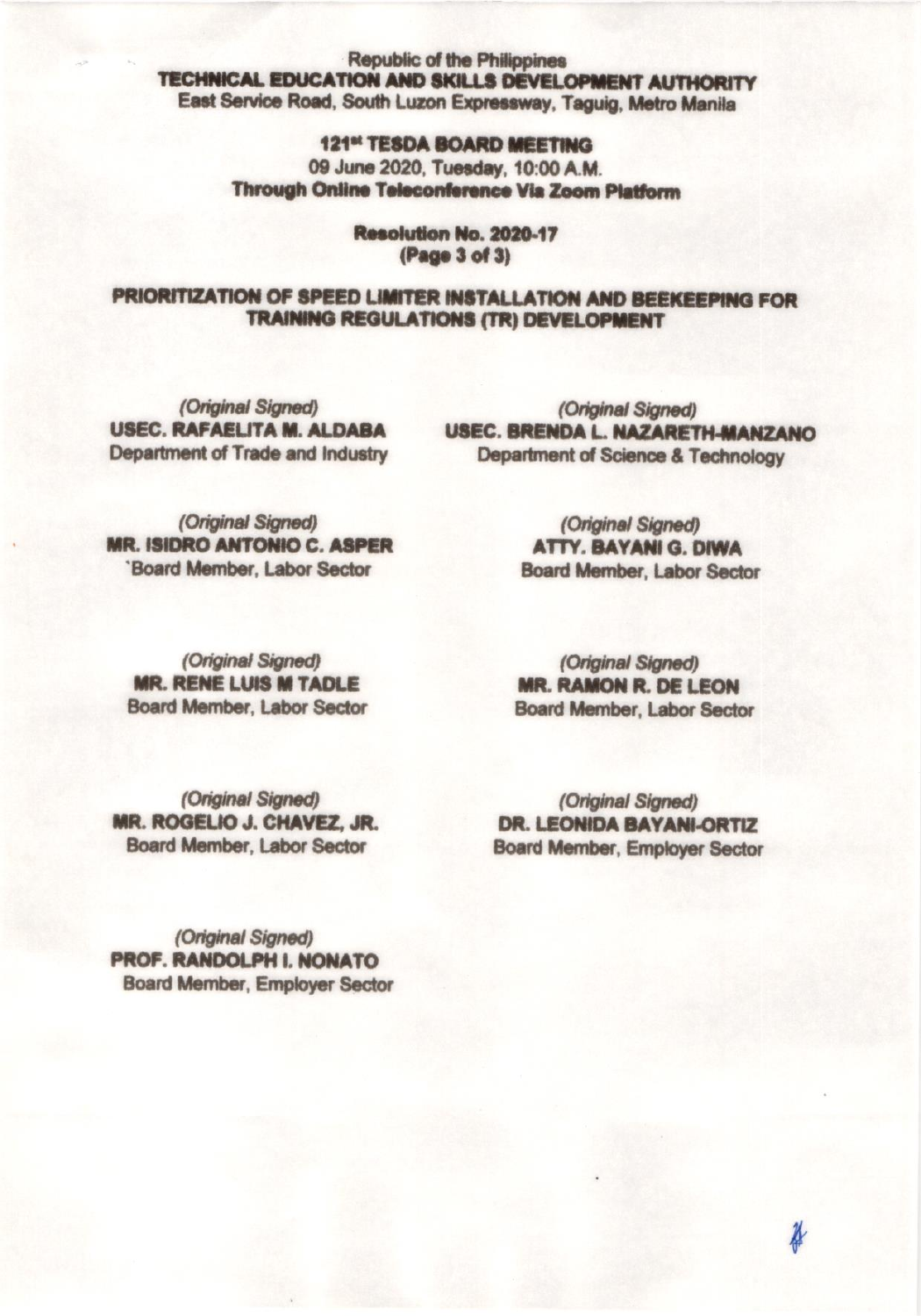Republic of the Philippines
**TECHNICAL EDUCATION AND SKILLS DEVELOPMENT AUTHORITY**
East Service Road, South Luzon Expressway, Taguig, Metro Manila

**121st TESDA BOARD MEETING**
09 June 2020, Tuesday, 10:00 A.M.
**Through Online Teleconference Via Zoom Platform**

**Resolution No. 2020-17**
**(Page 3 of 3)**

**PRIORITIZATION OF SPEED LIMITER INSTALLATION AND BEEKEEPING FOR TRAINING REGULATIONS (TR) DEVELOPMENT**

*(Original Signed)*
**USEC. RAFAELITA M. ALDABA**
Department of Trade and Industry

*(Original Signed)*
**USEC. BRENDA L. NAZARETH-MANZANO**
Department of Science & Technology

*(Original Signed)*
**MR. ISIDRO ANTONIO C. ASPER**
Board Member, Labor Sector

*(Original Signed)*
**ATTY. BAYANI G. DIWA**
Board Member, Labor Sector

*(Original Signed)*
**MR. RENE LUIS M TADLE**
Board Member, Labor Sector

*(Original Signed)*
**MR. RAMON R. DE LEON**
Board Member, Labor Sector

*(Original Signed)*
**MR. ROGELIO J. CHAVEZ, JR.**
Board Member, Labor Sector

*(Original Signed)*
**DR. LEONIDA BAYANI-ORTIZ**
Board Member, Employer Sector

*(Original Signed)*
**PROF. RANDOLPH I. NONATO**
Board Member, Employer Sector